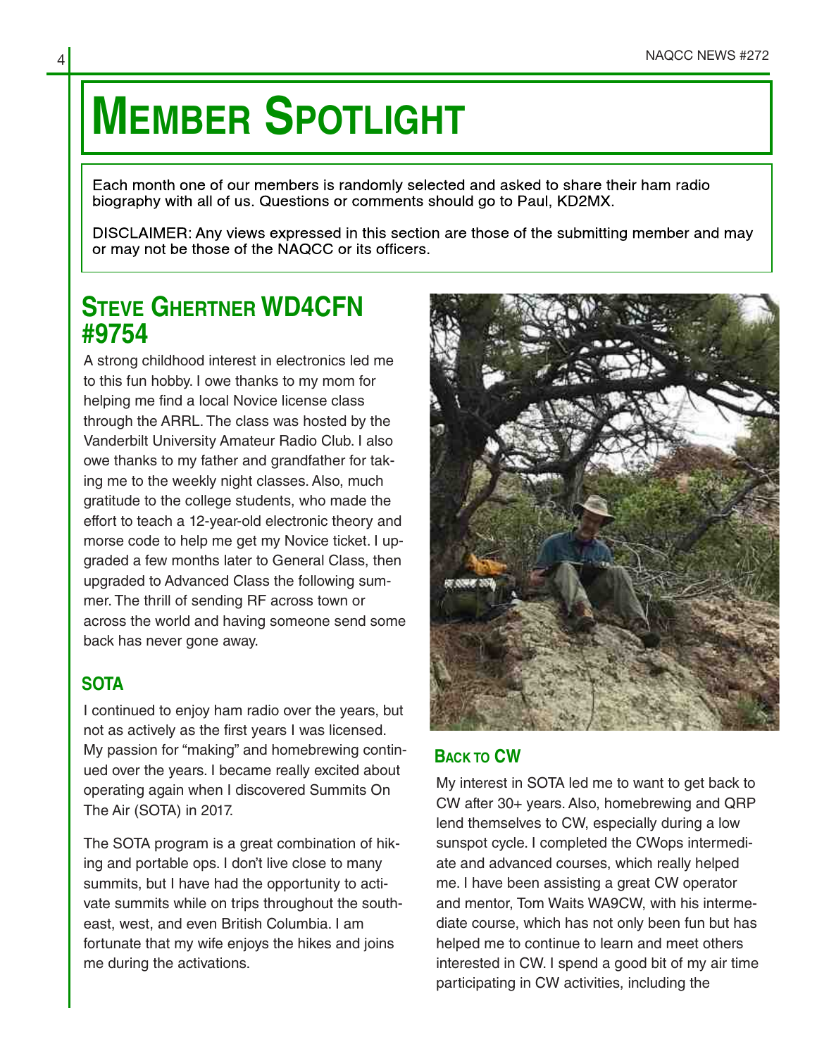# MEMBER SPOTLIGHT

Each month one of our members is randomly selected and asked to share their ham radio biography with all of us. Questions or comments should go to Paul, KD2MX.

DISCLAIMER: Any views expressed in this section are those of the submitting member and may or may not be those of the NAQCC or its officers.

## STEVE GHERTNER WD4CFN #9754

A strong childhood interest in electronics led me to this fun hobby. I owe thanks to my mom for helping me find a local Novice license class through the ARRL. The class was hosted by the Vanderbilt University Amateur Radio Club. I also owe thanks to my father and grandfather for taking me to the weekly night classes. Also, much gratitude to the college students, who made the effort to teach a 12-year-old electronic theory and morse code to help me get my Novice ticket. I upgraded a few months later to General Class, then upgraded to Advanced Class the following summer. The thrill of sending RF across town or across the world and having someone send some back has never gone away.

### SOTA

I continued to enjoy ham radio over the years, but not as actively as the first years I was licensed. My passion for "making" and homebrewing continued over the years. I became really excited about operating again when I discovered Summits On The Air (SOTA) in 2017.

The SOTA program is a great combination of hiking and portable ops. I don't live close to many summits, but I have had the opportunity to activate summits while on trips throughout the southeast, west, and even British Columbia. I am fortunate that my wife enjoys the hikes and joins me during the activations.

### BACK TO CW

My interest in SOTA led me to want to get back to CW after 30+ years. Also, homebrewing and QRP lend themselves to CW, especially during a low sunspot cycle. I completed the CWops intermediate and advanced courses, which really helped me. I have been assisting a great CW operator and mentor, Tom Waits WA9CW, with his intermediate course, which has not only been fun but has helped me to continue to learn and meet others interested in CW. I spend a good bit of my air time participating in CW activities, including the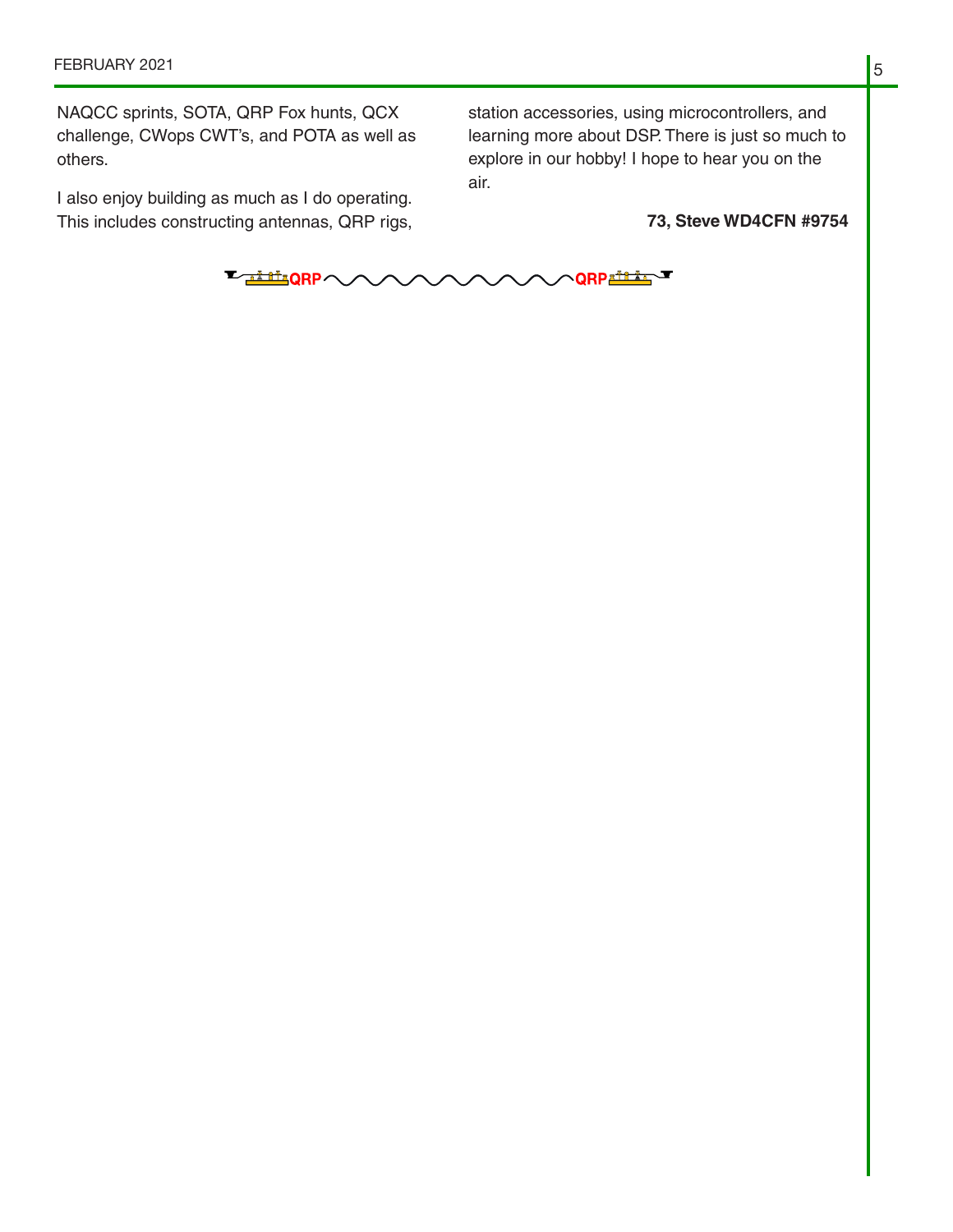NAQCC sprints, SOTA, QRP Fox hunts, QCX challenge, CWops CWT's, and POTA as well as others.

I also enjoy building as much as I do operating. This includes constructing antennas, QRP rigs, station accessories, using microcontrollers, and learning more about DSP. There is just so much to explore in our hobby! I hope to hear you on the air.

**73, Steve WD4CFN #9754**